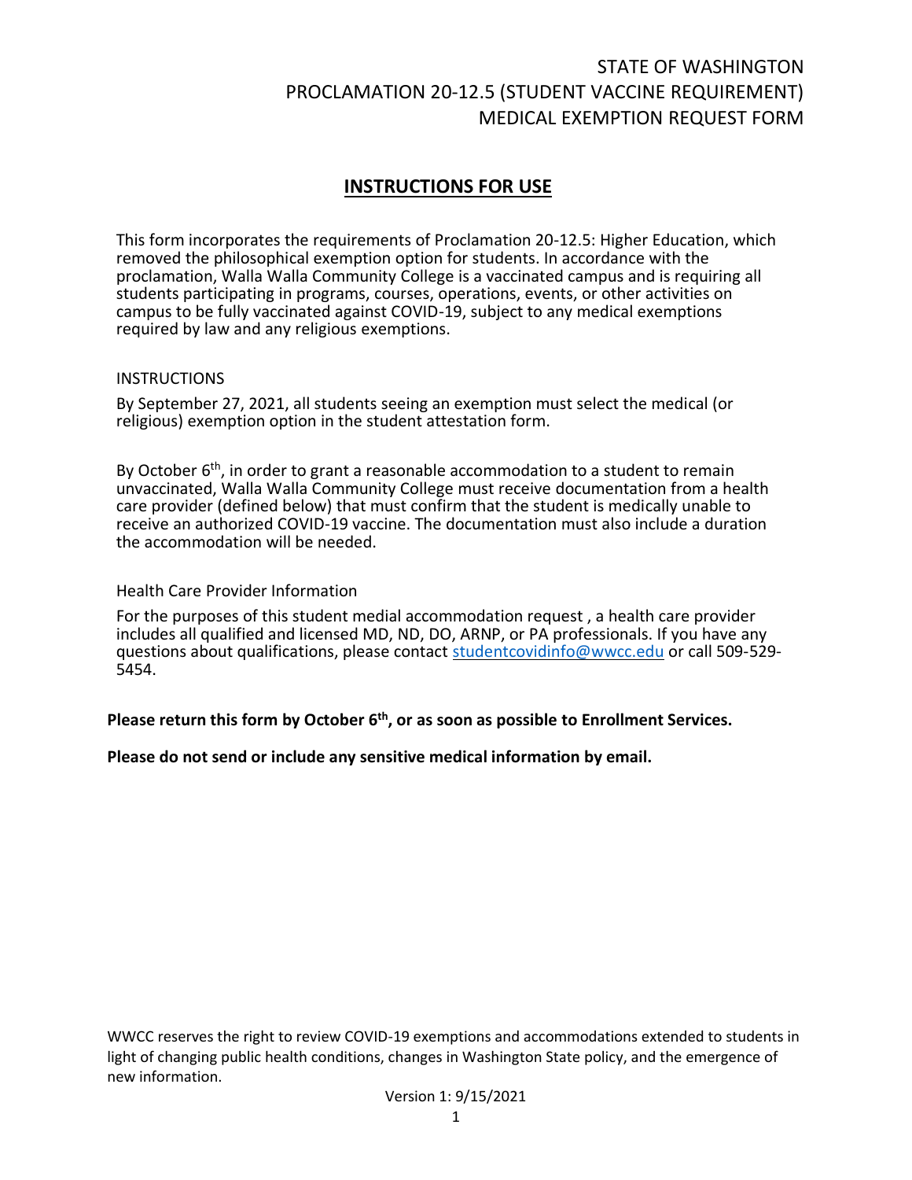# STATE OF WASHINGTON
# PROCLAMATION 20-12.5 (STUDENT VACCINE REQUIREMENT)
# MEDICAL EXEMPTION REQUEST FORM

## INSTRUCTIONS FOR USE

This form incorporates the requirements of Proclamation 20-12.5: Higher Education, which removed the philosophical exemption option for students. In accordance with the proclamation, Walla Walla Community College is a vaccinated campus and is requiring all students participating in programs, courses, operations, events, or other activities on campus to be fully vaccinated against COVID-19, subject to any medical exemptions required by law and any religious exemptions.

INSTRUCTIONS

By September 27, 2021, all students seeing an exemption must select the medical (or religious) exemption option in the student attestation form.

By October 6th, in order to grant a reasonable accommodation to a student to remain unvaccinated, Walla Walla Community College must receive documentation from a health care provider (defined below) that must confirm that the student is medically unable to receive an authorized COVID-19 vaccine. The documentation must also include a duration the accommodation will be needed.

Health Care Provider Information

For the purposes of this student medial accommodation request , a health care provider includes all qualified and licensed MD, ND, DO, ARNP, or PA professionals. If you have any questions about qualifications, please contact studentcovidinfo@wwcc.edu or call 509-529-5454.

**Please return this form by October 6th, or as soon as possible to Enrollment Services.**

**Please do not send or include any sensitive medical information by email.**

WWCC reserves the right to review COVID-19 exemptions and accommodations extended to students in light of changing public health conditions, changes in Washington State policy, and the emergence of new information.

Version 1: 9/15/2021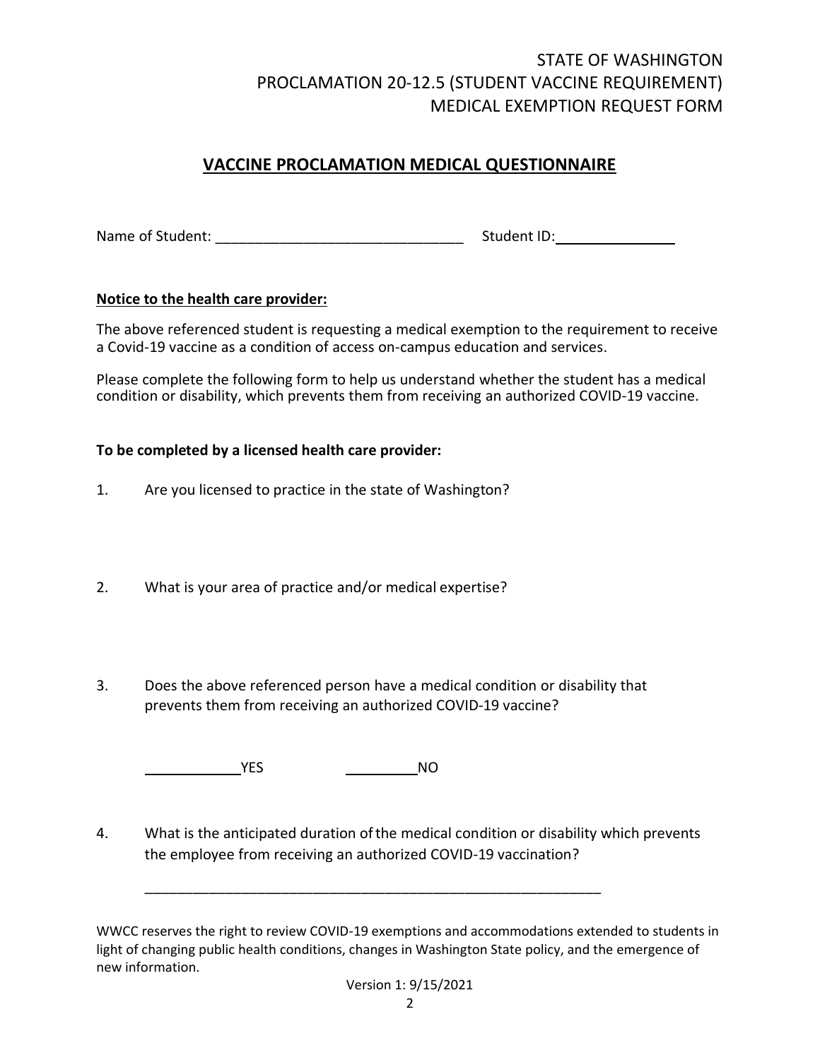STATE OF WASHINGTON
PROCLAMATION 20-12.5 (STUDENT VACCINE REQUIREMENT)
MEDICAL EXEMPTION REQUEST FORM

## VACCINE PROCLAMATION MEDICAL QUESTIONNAIRE

Name of Student: ______________________________ Student ID: ______________

**Notice to the health care provider:**

The above referenced student is requesting a medical exemption to the requirement to receive a Covid-19 vaccine as a condition of access on-campus education and services.

Please complete the following form to help us understand whether the student has a medical condition or disability, which prevents them from receiving an authorized COVID-19 vaccine.

**To be completed by a licensed health care provider:**

1. Are you licensed to practice in the state of Washington?

2. What is your area of practice and/or medical expertise?

3. Does the above referenced person have a medical condition or disability that prevents them from receiving an authorized COVID-19 vaccine?

   ____________YES          _________NO

4. What is the anticipated duration of the medical condition or disability which prevents the employee from receiving an authorized COVID-19 vaccination?

   ___________________________________________________________

WWCC reserves the right to review COVID-19 exemptions and accommodations extended to students in light of changing public health conditions, changes in Washington State policy, and the emergence of new information.

Version 1: 9/15/2021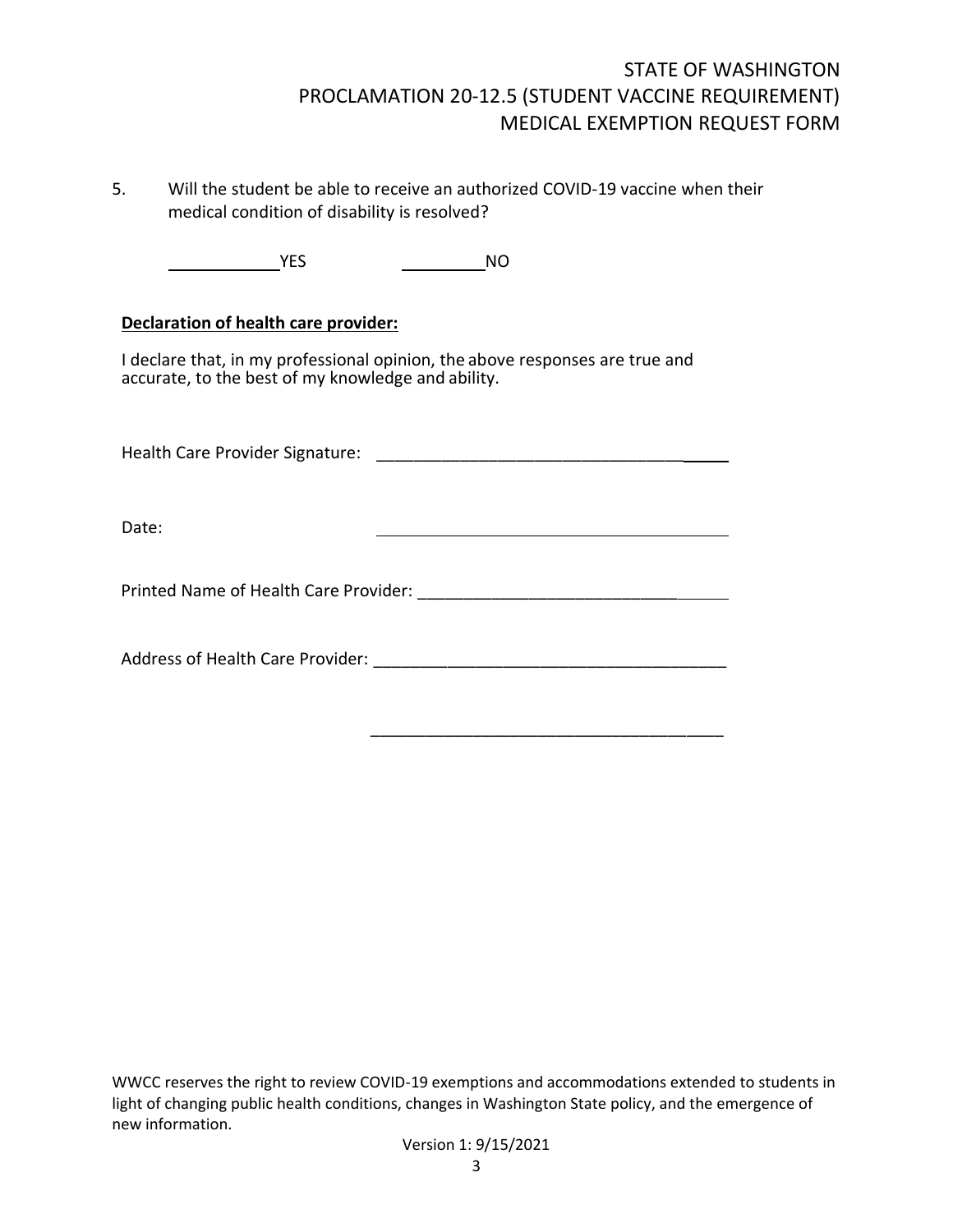# STATE OF WASHINGTON
# PROCLAMATION 20-12.5 (STUDENT VACCINE REQUIREMENT)
# MEDICAL EXEMPTION REQUEST FORM

5. Will the student be able to receive an authorized COVID-19 vaccine when their medical condition of disability is resolved?

    ____________YES ____________NO

**Declaration of health care provider:**

I declare that, in my professional opinion, the above responses are true and accurate, to the best of my knowledge and ability.

Health Care Provider Signature: ____________________________________

Date: ____________________________________

Printed Name of Health Care Provider: ____________________________________

Address of Health Care Provider: ____________________________________

____________________________________

WWCC reserves the right to review COVID-19 exemptions and accommodations extended to students in light of changing public health conditions, changes in Washington State policy, and the emergence of new information.

Version 1: 9/15/2021